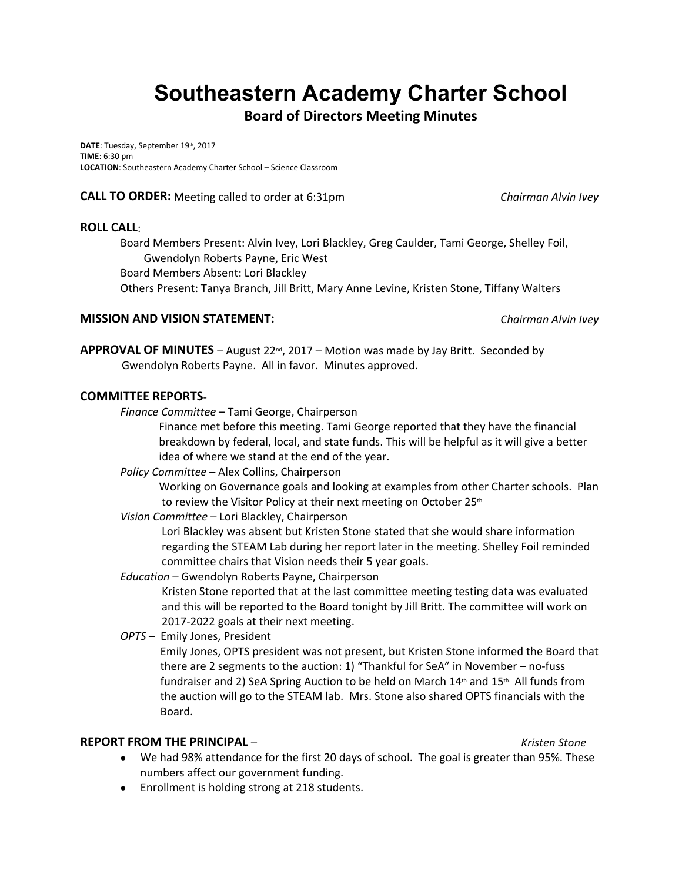# Southeastern Academy Charter School

## Board of Directors Meeting Minutes

**DATE**: Tuesday, September 19th, 2017
**TIME**: 6:30 pm
**LOCATION**: Southeastern Academy Charter School – Science Classroom

**CALL TO ORDER:** Meeting called to order at 6:31pm *Chairman Alvin Ivey*

**ROLL CALL**:

Board Members Present: Alvin Ivey, Lori Blackley, Greg Caulder, Tami George, Shelley Foil, Gwendolyn Roberts Payne, Eric West
Board Members Absent: Lori Blackley
Others Present: Tanya Branch, Jill Britt, Mary Anne Levine, Kristen Stone, Tiffany Walters

**MISSION AND VISION STATEMENT:** *Chairman Alvin Ivey*

**APPROVAL OF MINUTES** – August 22nd, 2017 – Motion was made by Jay Britt. Seconded by Gwendolyn Roberts Payne. All in favor. Minutes approved.

**COMMITTEE REPORTS**-

*Finance Committee* – Tami George, Chairperson
Finance met before this meeting. Tami George reported that they have the financial breakdown by federal, local, and state funds. This will be helpful as it will give a better idea of where we stand at the end of the year.

*Policy Committee* – Alex Collins, Chairperson
Working on Governance goals and looking at examples from other Charter schools. Plan to review the Visitor Policy at their next meeting on October 25th.

*Vision Committee* – Lori Blackley, Chairperson
Lori Blackley was absent but Kristen Stone stated that she would share information regarding the STEAM Lab during her report later in the meeting. Shelley Foil reminded committee chairs that Vision needs their 5 year goals.

*Education* – Gwendolyn Roberts Payne, Chairperson
Kristen Stone reported that at the last committee meeting testing data was evaluated and this will be reported to the Board tonight by Jill Britt. The committee will work on 2017-2022 goals at their next meeting.

*OPTS* – Emily Jones, President
Emily Jones, OPTS president was not present, but Kristen Stone informed the Board that there are 2 segments to the auction: 1) "Thankful for SeA" in November – no-fuss fundraiser and 2) SeA Spring Auction to be held on March 14th and 15th. All funds from the auction will go to the STEAM lab. Mrs. Stone also shared OPTS financials with the Board.

**REPORT FROM THE PRINCIPAL** – *Kristen Stone*

- We had 98% attendance for the first 20 days of school. The goal is greater than 95%. These numbers affect our government funding.
- Enrollment is holding strong at 218 students.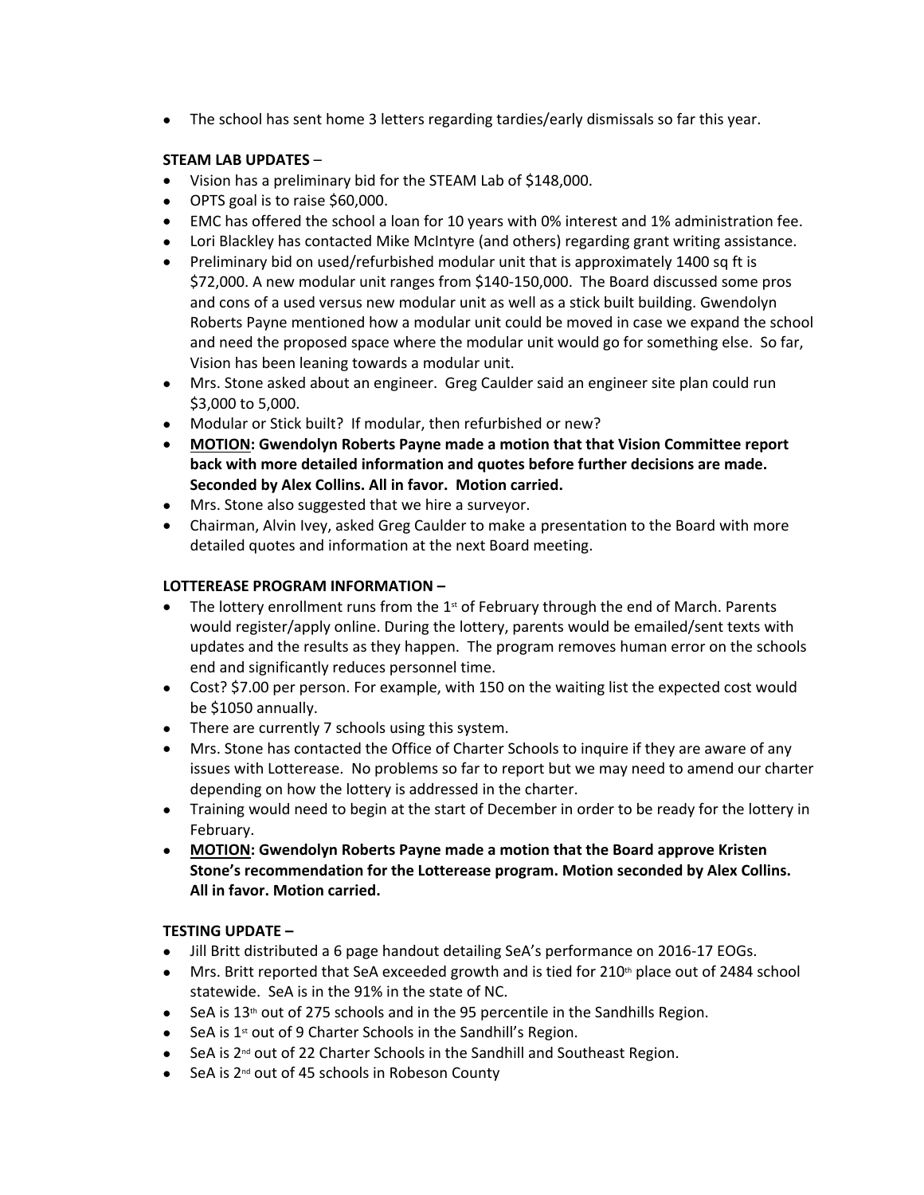- The school has sent home 3 letters regarding tardies/early dismissals so far this year.

**STEAM LAB UPDATES** –

- Vision has a preliminary bid for the STEAM Lab of $148,000.
- OPTS goal is to raise $60,000.
- EMC has offered the school a loan for 10 years with 0% interest and 1% administration fee.
- Lori Blackley has contacted Mike McIntyre (and others) regarding grant writing assistance.
- Preliminary bid on used/refurbished modular unit that is approximately 1400 sq ft is $72,000. A new modular unit ranges from $140-150,000. The Board discussed some pros and cons of a used versus new modular unit as well as a stick built building. Gwendolyn Roberts Payne mentioned how a modular unit could be moved in case we expand the school and need the proposed space where the modular unit would go for something else. So far, Vision has been leaning towards a modular unit.
- Mrs. Stone asked about an engineer. Greg Caulder said an engineer site plan could run $3,000 to 5,000.
- Modular or Stick built? If modular, then refurbished or new?
- **<u>MOTION</u>: Gwendolyn Roberts Payne made a motion that that Vision Committee report back with more detailed information and quotes before further decisions are made. Seconded by Alex Collins. All in favor. Motion carried.**
- Mrs. Stone also suggested that we hire a surveyor.
- Chairman, Alvin Ivey, asked Greg Caulder to make a presentation to the Board with more detailed quotes and information at the next Board meeting.

**LOTTEREASE PROGRAM INFORMATION –**

- The lottery enrollment runs from the 1st of February through the end of March. Parents would register/apply online. During the lottery, parents would be emailed/sent texts with updates and the results as they happen. The program removes human error on the schools end and significantly reduces personnel time.
- Cost? $7.00 per person. For example, with 150 on the waiting list the expected cost would be $1050 annually.
- There are currently 7 schools using this system.
- Mrs. Stone has contacted the Office of Charter Schools to inquire if they are aware of any issues with Lotterease. No problems so far to report but we may need to amend our charter depending on how the lottery is addressed in the charter.
- Training would need to begin at the start of December in order to be ready for the lottery in February.
- **<u>MOTION</u>: Gwendolyn Roberts Payne made a motion that the Board approve Kristen Stone's recommendation for the Lotterease program. Motion seconded by Alex Collins. All in favor. Motion carried.**

**TESTING UPDATE –**

- Jill Britt distributed a 6 page handout detailing SeA's performance on 2016-17 EOGs.
- Mrs. Britt reported that SeA exceeded growth and is tied for 210th place out of 2484 school statewide. SeA is in the 91% in the state of NC.
- SeA is 13th out of 275 schools and in the 95 percentile in the Sandhills Region.
- SeA is 1st out of 9 Charter Schools in the Sandhill's Region.
- SeA is 2nd out of 22 Charter Schools in the Sandhill and Southeast Region.
- SeA is 2nd out of 45 schools in Robeson County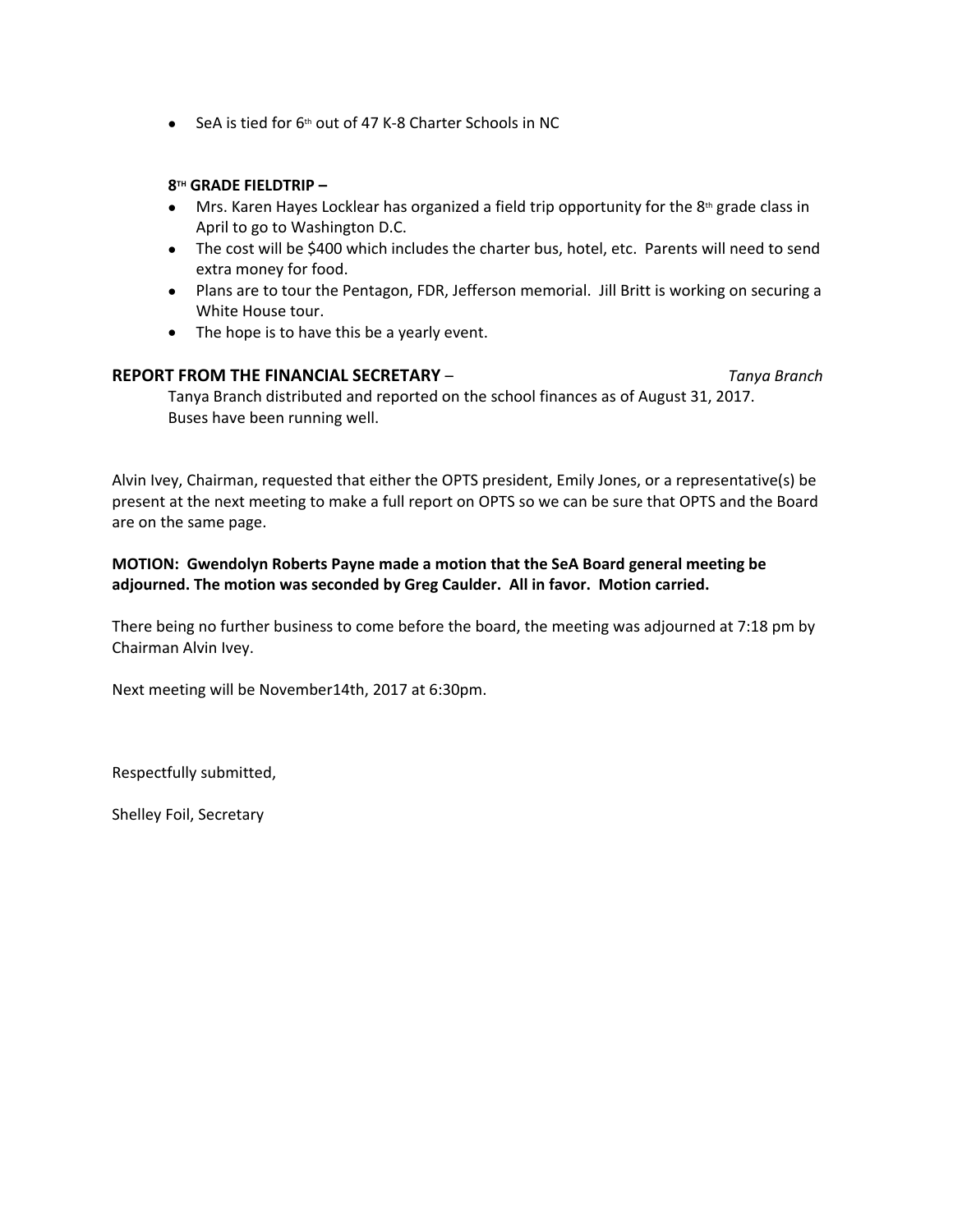- SeA is tied for 6th out of 47 K-8 Charter Schools in NC

**8TH GRADE FIELDTRIP –**

- Mrs. Karen Hayes Locklear has organized a field trip opportunity for the 8th grade class in April to go to Washington D.C.
- The cost will be $400 which includes the charter bus, hotel, etc. Parents will need to send extra money for food.
- Plans are to tour the Pentagon, FDR, Jefferson memorial. Jill Britt is working on securing a White House tour.
- The hope is to have this be a yearly event.

**REPORT FROM THE FINANCIAL SECRETARY** – *Tanya Branch*

Tanya Branch distributed and reported on the school finances as of August 31, 2017.
Buses have been running well.

Alvin Ivey, Chairman, requested that either the OPTS president, Emily Jones, or a representative(s) be present at the next meeting to make a full report on OPTS so we can be sure that OPTS and the Board are on the same page.

**MOTION: Gwendolyn Roberts Payne made a motion that the SeA Board general meeting be adjourned. The motion was seconded by Greg Caulder. All in favor. Motion carried.**

There being no further business to come before the board, the meeting was adjourned at 7:18 pm by Chairman Alvin Ivey.

Next meeting will be November14th, 2017 at 6:30pm.

Respectfully submitted,

Shelley Foil, Secretary